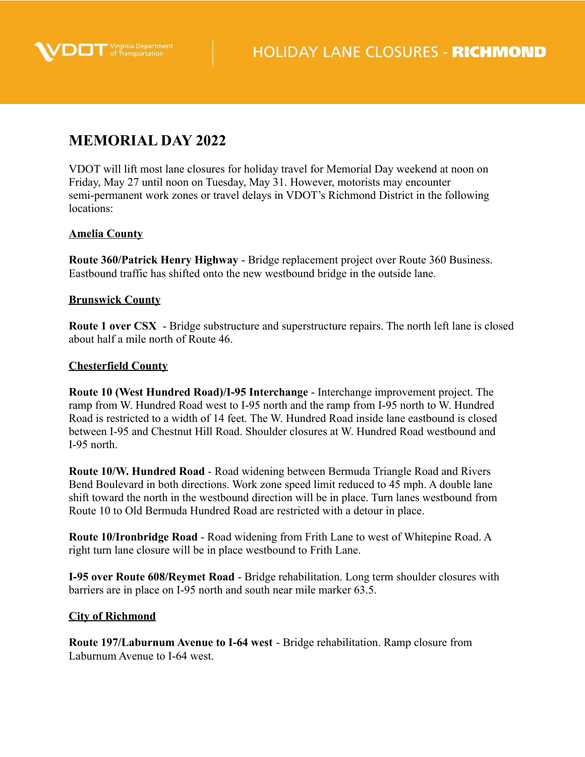VDOT Virginia Department of Transportation | HOLIDAY LANE CLOSURES - **RICHMOND**

# MEMORIAL DAY 2022

VDOT will lift most lane closures for holiday travel for Memorial Day weekend at noon on Friday, May 27 until noon on Tuesday, May 31. However, motorists may encounter semi-permanent work zones or travel delays in VDOT's Richmond District in the following locations:

## Amelia County

**Route 360/Patrick Henry Highway** - Bridge replacement project over Route 360 Business. Eastbound traffic has shifted onto the new westbound bridge in the outside lane.

## Brunswick County

**Route 1 over CSX** - Bridge substructure and superstructure repairs. The north left lane is closed about half a mile north of Route 46.

## Chesterfield County

**Route 10 (West Hundred Road)/I-95 Interchange** - Interchange improvement project. The ramp from W. Hundred Road west to I-95 north and the ramp from I-95 north to W. Hundred Road is restricted to a width of 14 feet. The W. Hundred Road inside lane eastbound is closed between I-95 and Chestnut Hill Road. Shoulder closures at W. Hundred Road westbound and I-95 north.

**Route 10/W. Hundred Road** - Road widening between Bermuda Triangle Road and Rivers Bend Boulevard in both directions. Work zone speed limit reduced to 45 mph. A double lane shift toward the north in the westbound direction will be in place. Turn lanes westbound from Route 10 to Old Bermuda Hundred Road are restricted with a detour in place.

**Route 10/Ironbridge Road** - Road widening from Frith Lane to west of Whitepine Road. A right turn lane closure will be in place westbound to Frith Lane.

**I-95 over Route 608/Reymet Road** - Bridge rehabilitation. Long term shoulder closures with barriers are in place on I-95 north and south near mile marker 63.5.

## City of Richmond

**Route 197/Laburnum Avenue to I-64 west** - Bridge rehabilitation. Ramp closure from Laburnum Avenue to I-64 west.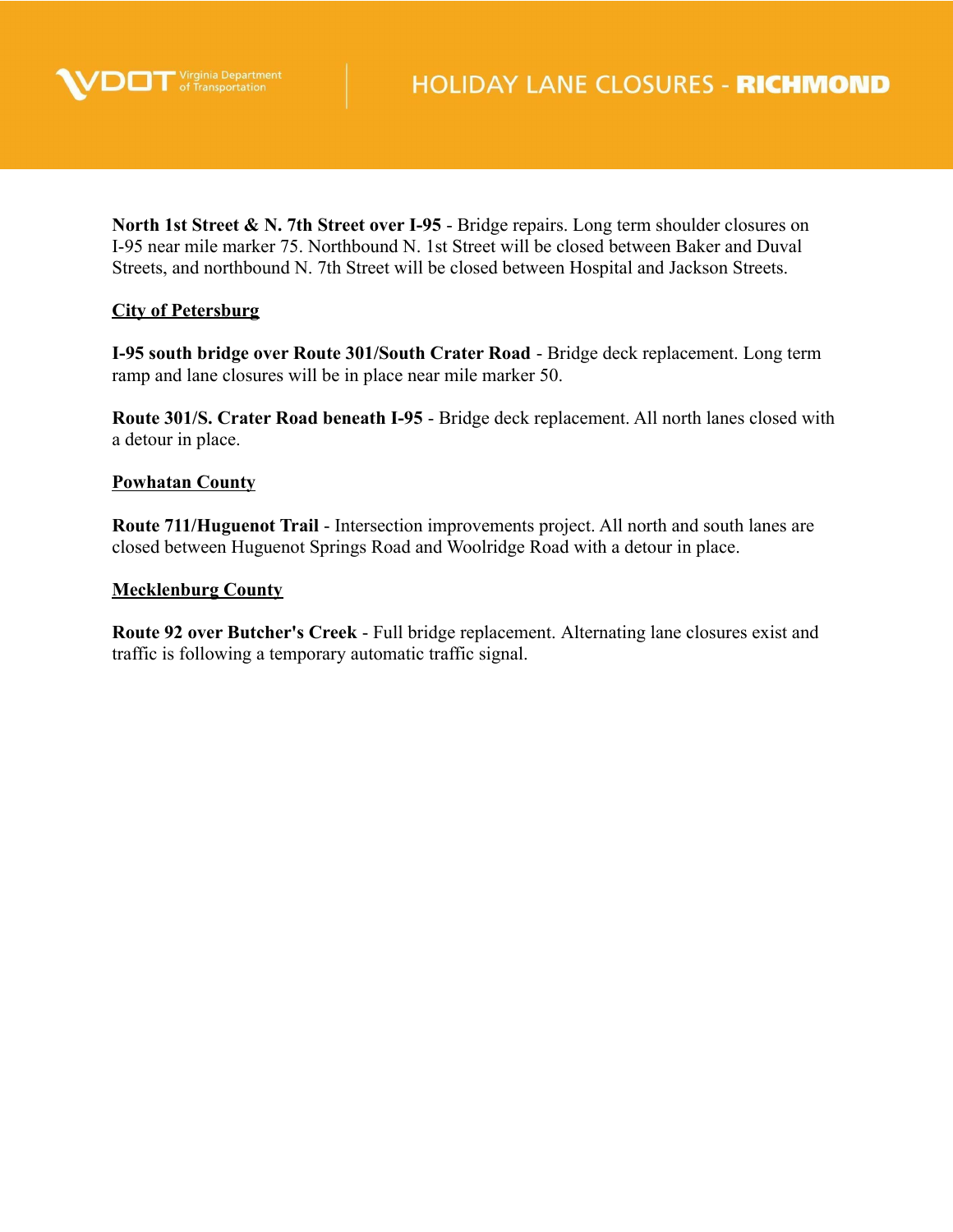**North 1st Street & N. 7th Street over I-95** - Bridge repairs. Long term shoulder closures on I-95 near mile marker 75. Northbound N. 1st Street will be closed between Baker and Duval Streets, and northbound N. 7th Street will be closed between Hospital and Jackson Streets.

## City of Petersburg

**I-95 south bridge over Route 301/South Crater Road** - Bridge deck replacement. Long term ramp and lane closures will be in place near mile marker 50.

**Route 301/S. Crater Road beneath I-95** - Bridge deck replacement. All north lanes closed with a detour in place.

## Powhatan County

**Route 711/Huguenot Trail** - Intersection improvements project. All north and south lanes are closed between Huguenot Springs Road and Woolridge Road with a detour in place.

## Mecklenburg County

**Route 92 over Butcher's Creek** - Full bridge replacement. Alternating lane closures exist and traffic is following a temporary automatic traffic signal.